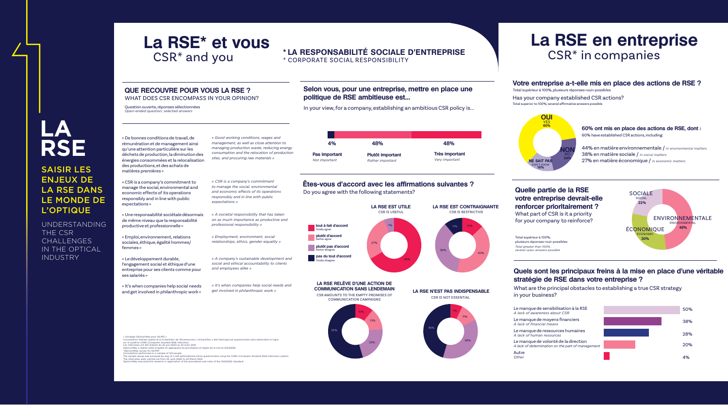# LA RSE

## SAISIR LES ENJEUX DE LA RSE DANS LE MONDE DE L'OPTIQUE

UNDERSTANDING THE CSR CHALLENGES IN THE OPTICAL INDUSTRY

# La RSE* et vous

CSR* and you

**\* LA RESPONSABILITÉ SOCIALE D'ENTREPRISE**
\* CORPORATE SOCIAL RESPONSIBILITY

### QUE RECOUVRE POUR VOUS LA RSE ?

WHAT DOES CSR ENCOMPASS IN YOUR OPINION?

Question ouverte, réponses sélectionnées
*Open-ended question; selected answers*

« De bonnes conditions de travail, de rémunération et de management ainsi qu'une attention particulière sur les déchets de production, la diminution des énergies consommées et la relocalisation des productions, et des achats de matières premières »

*« Good working conditions, wages and management, as well as close attention to managing production waste, reducing energy consumption and the relocation of production sites, and procuring raw materials »*

« CSR is a company's commitment to manage the social, environmental and economic effects of its operations responsibly and in line with public expectations »

*« CSR is a company's commitment to manage the social, environmental and economic effects of its operations responsibly and in line with public expectations »*

« Une responsabilité sociétale désormais de même niveau que la responsabilité productive et professionnelle »

*« A societal responsibility that has taken on as much importance as productive and professional responsibility »*

« Emploi, environnement, relations sociales, éthique, égalité hommes/femmes »

*« Employment, environment, social relationships, ethics, gender equality »*

« Le développement durable, l'engagement social et éthique d'une entreprise pour ses clients comme pour ses salariés »

*« A company's sustainable development and social and ethical accountability to clients and employees alike »*

« It's when companies help social needs and get involved in philanthropic work »

*« It's when companies help social needs and get involved in philanthropic work »*

### Selon vous, pour une entreprise, mettre en place une politique de RSE ambitieuse est...

In your view, for a company, establishing an ambitious CSR policy is...

| 4% | 48% | 48% |
|---|---|---|
| **Pas important** *Not important* | **Plutôt important** *Rather important* | **Très important** *Very important* |

### Êtes-vous d'accord avec les affirmations suivantes ?

Do you agree with the following statements?

- **tout à fait d'accord** – Totally agree
- **plutôt d'accord** – Rather agree
- **plutôt pas d'accord** – Rather disagree
- **pas du tout d'accord** – Totally disagree

**LA RSE EST UTILE** – CSR IS USEFUL: 66%, 27%, 7%

**LA RSE EST CONTRAIGNANTE** – CSR IS RESTRICTIVE: 13%, 40%, 36%, 11%

**LA RSE RELÈVE D'UNE ACTION DE COMMUNICATION SANS LENDEMAIN** – CSR AMOUNTS TO THE EMPTY PROMISES OF COMMUNICATION CAMPAIGNS: 10%, 13%, 22%, 55%

**LA RSE N'EST PAS INDISPENSABLE** – CSR IS NOT ESSENTIAL: 7%, 11%, 36%, 45%

« Sondage OpinionWay pour SILMO »
Consultation réalisée auprès d'un échantillon de 125 personnes. L'échantillon a été interrogé par questionnaire auto-administré en ligne sur le système CAWI (Computer Assisted Web Interview).
Les interviews ont été réalisées du 25 juin 2020 au 22 mars 2021.
OpinionWay a réalisé cette enquête en appliquant les procédures et règles de la norme ISO20252
"OpinionWay survey for SILMO"
Consultation performed on a sample of 125 people.
The sample group was surveyed by way of a self-administered online questionnaire using the CAWI (Computer Assisted Web Interview) system.
The interviews were carried out from 25 June 2020 to 22 March 2021.
OpinionWay executed this research in application of the procedures and rules of the ISO20252 standard.

# La RSE en entreprise

CSR* in companies

### Votre entreprise a-t-elle mis en place des actions de RSE ?

Total supérieur à 100%, plusieurs réponses «oui» possibles

Has your company established CSR actions?
Total superior to 100%; several affirmative answers possible

- **OUI** / YES: 60%
- **NON** / NO: 24%
- **NE SAIT PAS** / DON'T KNOW: 16%

**60% ont mis en place des actions de RSE, dont :**
60% have established CSR actions, including:

44% en matière environnementale / *in environmental matters*
38% en matière sociale / *in social matters*
27% en matière économique / *in economic matters*

### Quelle partie de la RSE votre entreprise devrait-elle renforcer prioritairement ?

What part of CSR is it a priority for your company to reinforce?

Total supérieur à 100%, plusieurs réponses «oui» possibles
*Total greater than 100%, several «yes» answers possible*

- SOCIALE / SOCIAL: 22%
- ENVIRONNEMENTALE / ENVIRONMENTAL: 48%
- ÉCONOMIQUE / ECONOMIC: 30%

### Quels sont les principaux freins à la mise en place d'une véritable stratégie de RSE dans votre entreprise ?

What are the principal obstacles to establishing a true CSR strategy in your business?

| Frein / Obstacle | % |
|---|---|
| Le manque de sensibilisation à la RSE *A lack of awareness about CSR* | 50% |
| Le manque de moyens financiers *A lack of financial means* | 38% |
| Le manque de ressources humaines *A lack of human resources* | 28% |
| Le manque de volonté de la direction *A lack of determination on the part of management* | 20% |
| Autre *Other* | 4% |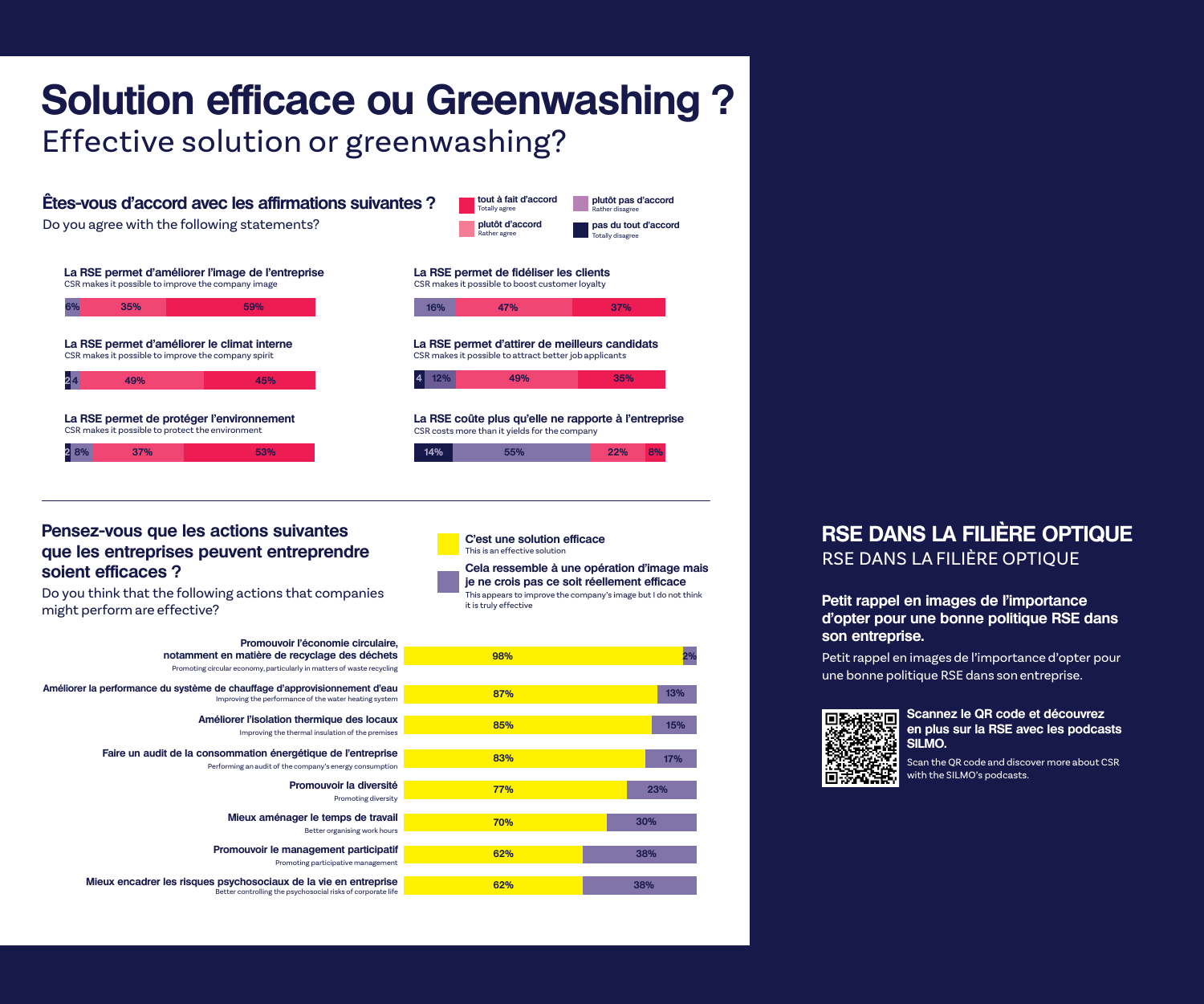# Solution efficace ou Greenwashing ?

Effective solution or greenwashing?

## Êtes-vous d'accord avec les affirmations suivantes ?

Do you agree with the following statements?

tout à fait d'accord
Totally agree

plutôt d'accord
Rather agree

plutôt pas d'accord
Rather disagree

pas du tout d'accord
Totally disagree

**La RSE permet d'améliorer l'image de l'entreprise**
CSR makes it possible to improve the company image

6% 35% 59%

**La RSE permet de fidéliser les clients**
CSR makes it possible to boost customer loyalty

16% 47% 37%

**La RSE permet d'améliorer le climat interne**
CSR makes it possible to improve the company spirit

2 4 49% 45%

**La RSE permet d'attirer de meilleurs candidats**
CSR makes it possible to attract better job applicants

4 12% 49% 35%

**La RSE permet de protéger l'environnement**
CSR makes it possible to protect the environment

2 8% 37% 53%

**La RSE coûte plus qu'elle ne rapporte à l'entreprise**
CSR costs more than it yields for the company

14% 55% 22% 8%

## Pensez-vous que les actions suivantes que les entreprises peuvent entreprendre soient efficaces ?

Do you think that the following actions that companies might perform are effective?

**C'est une solution efficace**
This is an effective solution

**Cela ressemble à une opération d'image mais je ne crois pas ce soit réellement efficace**
This appears to improve the company's image but I do not think it is truly effective

**Promouvoir l'économie circulaire, notamment en matière de recyclage des déchets**
Promoting circular economy, particularly in matters of waste recycling
98% 2%

**Améliorer la performance du système de chauffage d'approvisionnement d'eau**
Improving the performance of the water heating system
87% 13%

**Améliorer l'isolation thermique des locaux**
Improving the thermal insulation of the premises
85% 15%

**Faire un audit de la consommation énergétique de l'entreprise**
Performing an audit of the company's energy consumption
83% 17%

**Promouvoir la diversité**
Promoting diversity
77% 23%

**Mieux aménager le temps de travail**
Better organising work hours
70% 30%

**Promouvoir le management participatif**
Promoting participative management
62% 38%

**Mieux encadrer les risques psychosociaux de la vie en entreprise**
Better controlling the psychosocial risks of corporate life
62% 38%

## RSE DANS LA FILIÈRE OPTIQUE

RSE DANS LA FILIÈRE OPTIQUE

**Petit rappel en images de l'importance d'opter pour une bonne politique RSE dans son entreprise.**

Petit rappel en images de l'importance d'opter pour une bonne politique RSE dans son entreprise.

**Scannez le QR code et découvrez en plus sur la RSE avec les podcasts SILMO.**

Scan the QR code and discover more about CSR with the SILMO's podcasts.